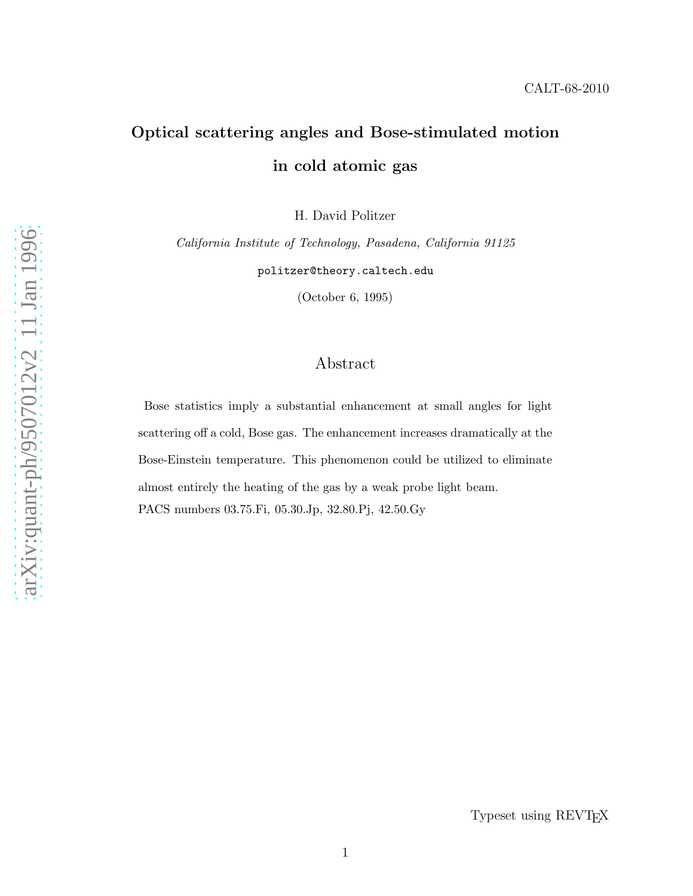CALT-68-2010

# Optical scattering angles and Bose-stimulated motion in cold atomic gas

H. David Politzer

*California Institute of Technology, Pasadena, California 91125*

politzer@theory.caltech.edu

(October 6, 1995)

## Abstract

Bose statistics imply a substantial enhancement at small angles for light scattering off a cold, Bose gas. The enhancement increases dramatically at the Bose-Einstein temperature. This phenomenon could be utilized to eliminate almost entirely the heating of the gas by a weak probe light beam.

PACS numbers 03.75.Fi, 05.30.Jp, 32.80.Pj, 42.50.Gy

Typeset using REVTEX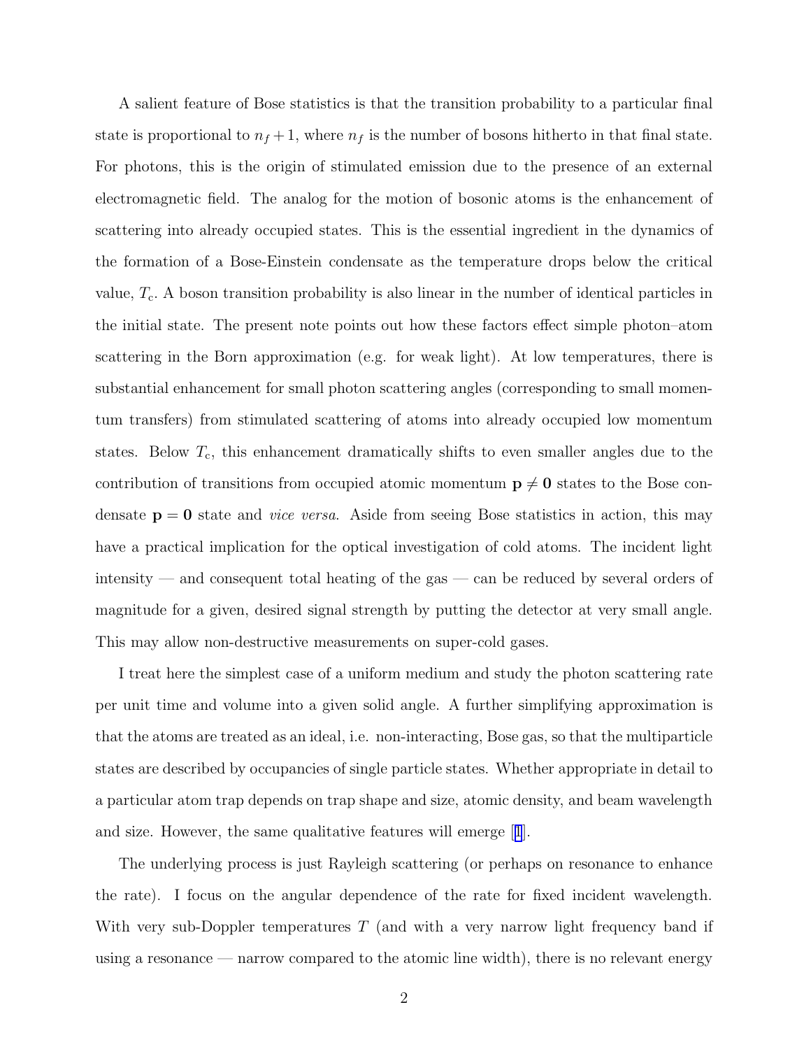A salient feature of Bose statistics is that the transition probability to a particular final state is proportional to $n_f + 1$, where $n_f$ is the number of bosons hitherto in that final state. For photons, this is the origin of stimulated emission due to the presence of an external electromagnetic field. The analog for the motion of bosonic atoms is the enhancement of scattering into already occupied states. This is the essential ingredient in the dynamics of the formation of a Bose-Einstein condensate as the temperature drops below the critical value, $T_c$. A boson transition probability is also linear in the number of identical particles in the initial state. The present note points out how these factors effect simple photon–atom scattering in the Born approximation (e.g. for weak light). At low temperatures, there is substantial enhancement for small photon scattering angles (corresponding to small momentum transfers) from stimulated scattering of atoms into already occupied low momentum states. Below $T_c$, this enhancement dramatically shifts to even smaller angles due to the contribution of transitions from occupied atomic momentum $\mathbf{p} \neq \mathbf{0}$ states to the Bose condensate $\mathbf{p} = \mathbf{0}$ state and *vice versa*. Aside from seeing Bose statistics in action, this may have a practical implication for the optical investigation of cold atoms. The incident light intensity — and consequent total heating of the gas — can be reduced by several orders of magnitude for a given, desired signal strength by putting the detector at very small angle. This may allow non-destructive measurements on super-cold gases.

I treat here the simplest case of a uniform medium and study the photon scattering rate per unit time and volume into a given solid angle. A further simplifying approximation is that the atoms are treated as an ideal, i.e. non-interacting, Bose gas, so that the multiparticle states are described by occupancies of single particle states. Whether appropriate in detail to a particular atom trap depends on trap shape and size, atomic density, and beam wavelength and size. However, the same qualitative features will emerge [1].

The underlying process is just Rayleigh scattering (or perhaps on resonance to enhance the rate). I focus on the angular dependence of the rate for fixed incident wavelength. With very sub-Doppler temperatures $T$ (and with a very narrow light frequency band if using a resonance — narrow compared to the atomic line width), there is no relevant energy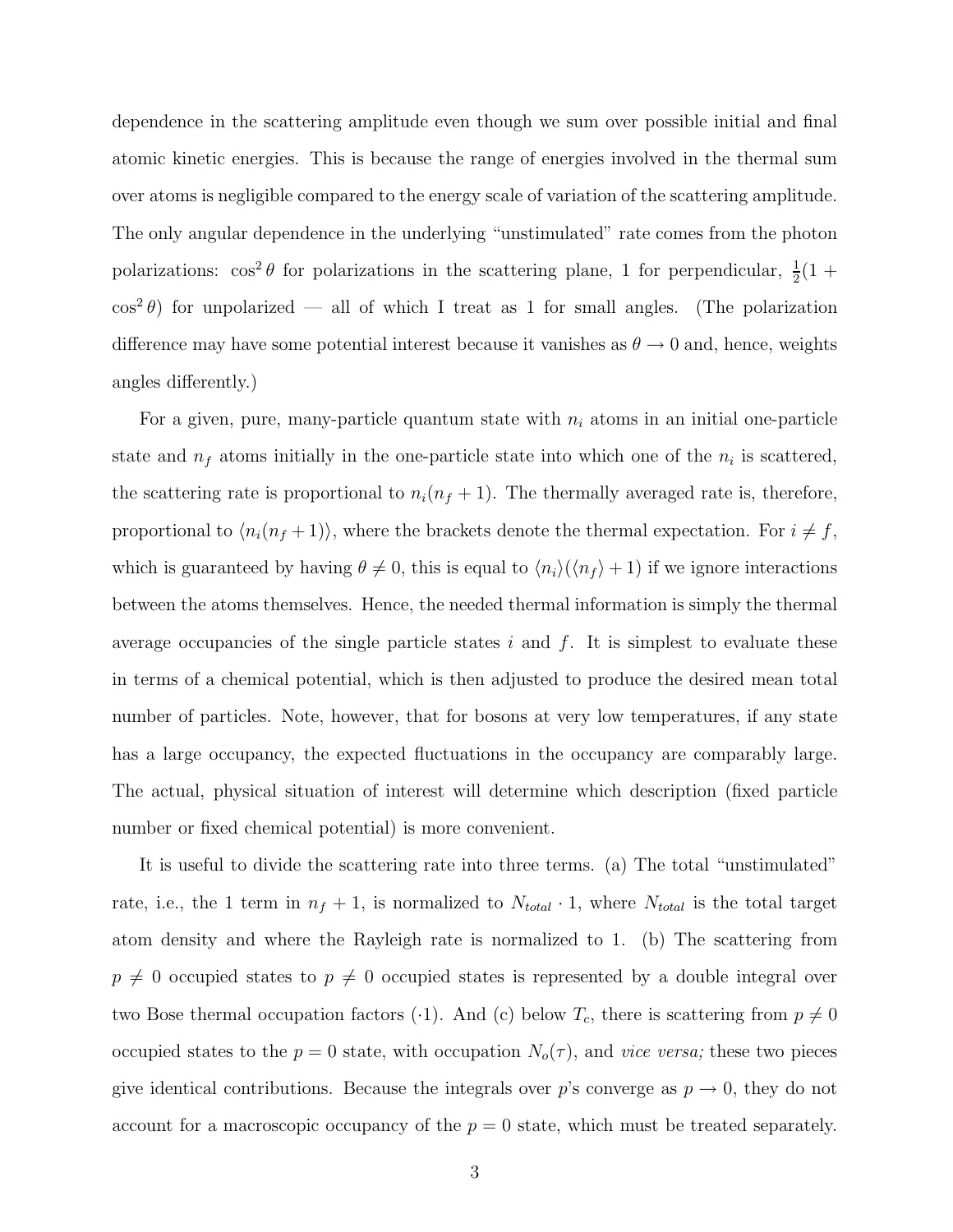dependence in the scattering amplitude even though we sum over possible initial and final atomic kinetic energies. This is because the range of energies involved in the thermal sum over atoms is negligible compared to the energy scale of variation of the scattering amplitude. The only angular dependence in the underlying "unstimulated" rate comes from the photon polarizations: $\cos^2\theta$ for polarizations in the scattering plane, 1 for perpendicular, $\frac{1}{2}(1 + \cos^2\theta)$ for unpolarized — all of which I treat as 1 for small angles. (The polarization difference may have some potential interest because it vanishes as $\theta \to 0$ and, hence, weights angles differently.)

For a given, pure, many-particle quantum state with $n_i$ atoms in an initial one-particle state and $n_f$ atoms initially in the one-particle state into which one of the $n_i$ is scattered, the scattering rate is proportional to $n_i(n_f + 1)$. The thermally averaged rate is, therefore, proportional to $\langle n_i(n_f + 1)\rangle$, where the brackets denote the thermal expectation. For $i \neq f$, which is guaranteed by having $\theta \neq 0$, this is equal to $\langle n_i\rangle(\langle n_f\rangle + 1)$ if we ignore interactions between the atoms themselves. Hence, the needed thermal information is simply the thermal average occupancies of the single particle states $i$ and $f$. It is simplest to evaluate these in terms of a chemical potential, which is then adjusted to produce the desired mean total number of particles. Note, however, that for bosons at very low temperatures, if any state has a large occupancy, the expected fluctuations in the occupancy are comparably large. The actual, physical situation of interest will determine which description (fixed particle number or fixed chemical potential) is more convenient.

It is useful to divide the scattering rate into three terms. (a) The total "unstimulated" rate, i.e., the 1 term in $n_f + 1$, is normalized to $N_{total} \cdot 1$, where $N_{total}$ is the total target atom density and where the Rayleigh rate is normalized to 1. (b) The scattering from $p \neq 0$ occupied states to $p \neq 0$ occupied states is represented by a double integral over two Bose thermal occupation factors ($\cdot 1$). And (c) below $T_c$, there is scattering from $p \neq 0$ occupied states to the $p = 0$ state, with occupation $N_o(\tau)$, and *vice versa;* these two pieces give identical contributions. Because the integrals over $p$'s converge as $p \to 0$, they do not account for a macroscopic occupancy of the $p = 0$ state, which must be treated separately.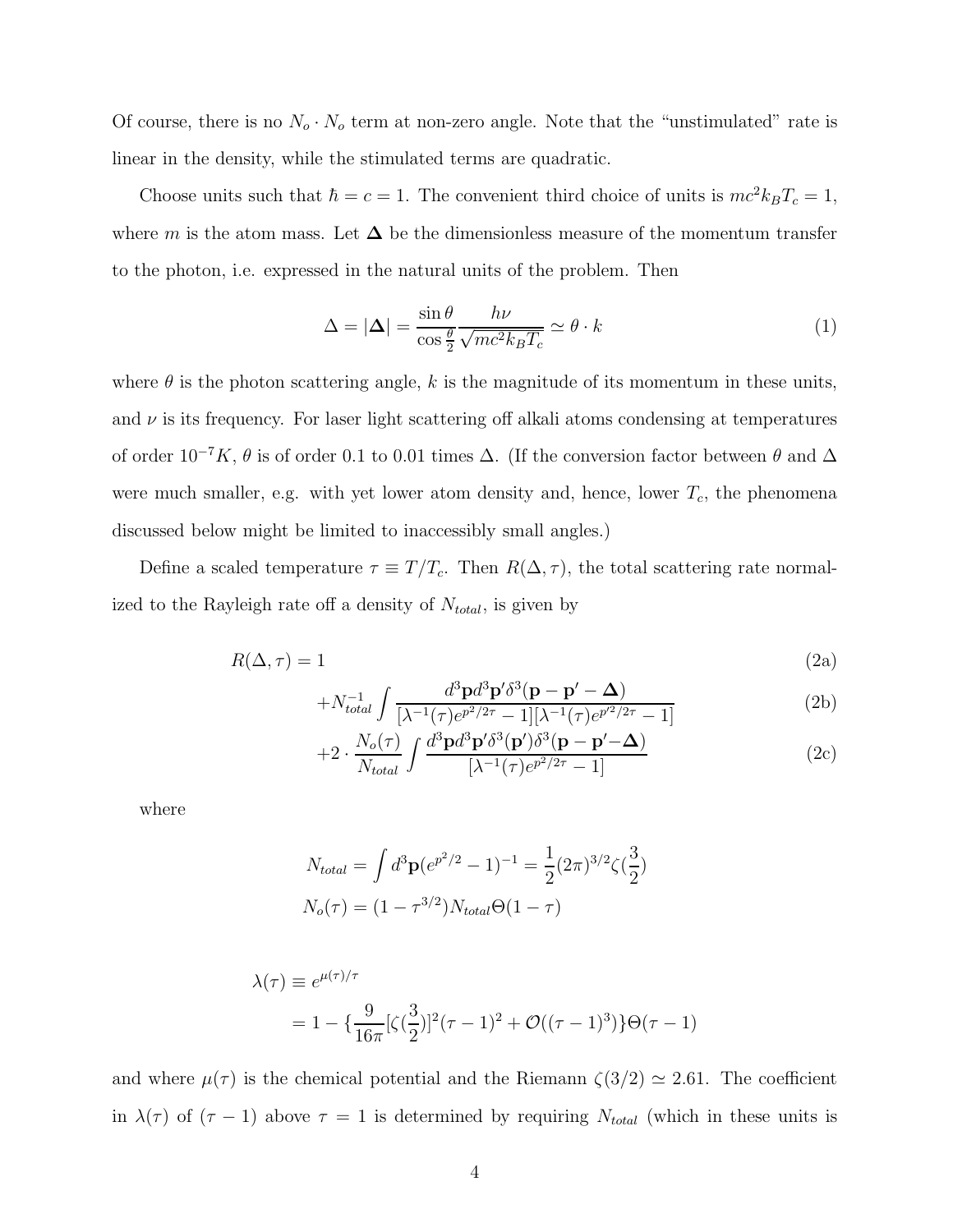Of course, there is no $N_o \cdot N_o$ term at non-zero angle. Note that the "unstimulated" rate is linear in the density, while the stimulated terms are quadratic.

Choose units such that $\hbar = c = 1$. The convenient third choice of units is $mc^2 k_B T_c = 1$, where $m$ is the atom mass. Let $\mathbf{\Delta}$ be the dimensionless measure of the momentum transfer to the photon, i.e. expressed in the natural units of the problem. Then

$$\Delta = |\mathbf{\Delta}| = \frac{\sin\theta}{\cos\frac{\theta}{2}} \frac{h\nu}{\sqrt{mc^2 k_B T_c}} \simeq \theta \cdot k \tag{1}$$

where $\theta$ is the photon scattering angle, $k$ is the magnitude of its momentum in these units, and $\nu$ is its frequency. For laser light scattering off alkali atoms condensing at temperatures of order $10^{-7}K$, $\theta$ is of order 0.1 to 0.01 times $\Delta$. (If the conversion factor between $\theta$ and $\Delta$ were much smaller, e.g. with yet lower atom density and, hence, lower $T_c$, the phenomena discussed below might be limited to inaccessibly small angles.)

Define a scaled temperature $\tau \equiv T/T_c$. Then $R(\Delta, \tau)$, the total scattering rate normalized to the Rayleigh rate off a density of $N_{total}$, is given by

$$R(\Delta, \tau) = 1 \tag{2a}$$

$$+ N_{total}^{-1} \int \frac{d^3\mathbf{p} d^3\mathbf{p}' \delta^3(\mathbf{p} - \mathbf{p}' - \mathbf{\Delta})}{[\lambda^{-1}(\tau) e^{p^2/2\tau} - 1][\lambda^{-1}(\tau) e^{p'^2/2\tau} - 1]} \tag{2b}$$

$$+ 2 \cdot \frac{N_o(\tau)}{N_{total}} \int \frac{d^3\mathbf{p} d^3\mathbf{p}' \delta^3(\mathbf{p}')\delta^3(\mathbf{p} - \mathbf{p}' - \mathbf{\Delta})}{[\lambda^{-1}(\tau) e^{p^2/2\tau} - 1]} \tag{2c}$$

where

$$N_{total} = \int d^3\mathbf{p} (e^{p^2/2} - 1)^{-1} = \frac{1}{2}(2\pi)^{3/2} \zeta(\frac{3}{2})$$

$$N_o(\tau) = (1 - \tau^{3/2}) N_{total} \Theta(1 - \tau)$$

$$\lambda(\tau) \equiv e^{\mu(\tau)/\tau}$$

$$= 1 - \{\frac{9}{16\pi}[\zeta(\frac{3}{2})]^2 (\tau - 1)^2 + \mathcal{O}((\tau - 1)^3)\} \Theta(\tau - 1)$$

and where $\mu(\tau)$ is the chemical potential and the Riemann $\zeta(3/2) \simeq 2.61$. The coefficient in $\lambda(\tau)$ of $(\tau - 1)$ above $\tau = 1$ is determined by requiring $N_{total}$ (which in these units is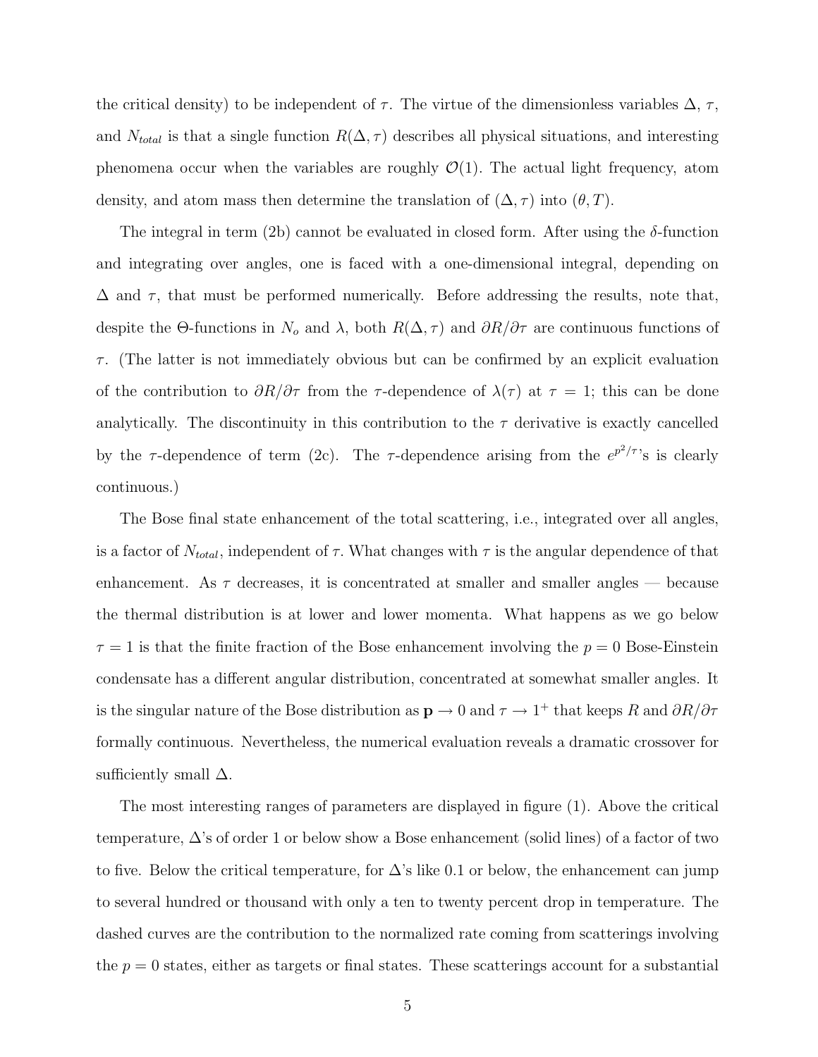the critical density) to be independent of $\tau$. The virtue of the dimensionless variables $\Delta$, $\tau$, and $N_{total}$ is that a single function $R(\Delta, \tau)$ describes all physical situations, and interesting phenomena occur when the variables are roughly $\mathcal{O}(1)$. The actual light frequency, atom density, and atom mass then determine the translation of $(\Delta, \tau)$ into $(\theta, T)$.

The integral in term (2b) cannot be evaluated in closed form. After using the $\delta$-function and integrating over angles, one is faced with a one-dimensional integral, depending on $\Delta$ and $\tau$, that must be performed numerically. Before addressing the results, note that, despite the $\Theta$-functions in $N_o$ and $\lambda$, both $R(\Delta, \tau)$ and $\partial R/\partial \tau$ are continuous functions of $\tau$. (The latter is not immediately obvious but can be confirmed by an explicit evaluation of the contribution to $\partial R/\partial \tau$ from the $\tau$-dependence of $\lambda(\tau)$ at $\tau = 1$; this can be done analytically. The discontinuity in this contribution to the $\tau$ derivative is exactly cancelled by the $\tau$-dependence of term (2c). The $\tau$-dependence arising from the $e^{p^2/\tau}$'s is clearly continuous.)

The Bose final state enhancement of the total scattering, i.e., integrated over all angles, is a factor of $N_{total}$, independent of $\tau$. What changes with $\tau$ is the angular dependence of that enhancement. As $\tau$ decreases, it is concentrated at smaller and smaller angles — because the thermal distribution is at lower and lower momenta. What happens as we go below $\tau = 1$ is that the finite fraction of the Bose enhancement involving the $p = 0$ Bose-Einstein condensate has a different angular distribution, concentrated at somewhat smaller angles. It is the singular nature of the Bose distribution as $\mathbf{p} \to 0$ and $\tau \to 1^+$ that keeps $R$ and $\partial R/\partial \tau$ formally continuous. Nevertheless, the numerical evaluation reveals a dramatic crossover for sufficiently small $\Delta$.

The most interesting ranges of parameters are displayed in figure (1). Above the critical temperature, $\Delta$'s of order 1 or below show a Bose enhancement (solid lines) of a factor of two to five. Below the critical temperature, for $\Delta$'s like 0.1 or below, the enhancement can jump to several hundred or thousand with only a ten to twenty percent drop in temperature. The dashed curves are the contribution to the normalized rate coming from scatterings involving the $p = 0$ states, either as targets or final states. These scatterings account for a substantial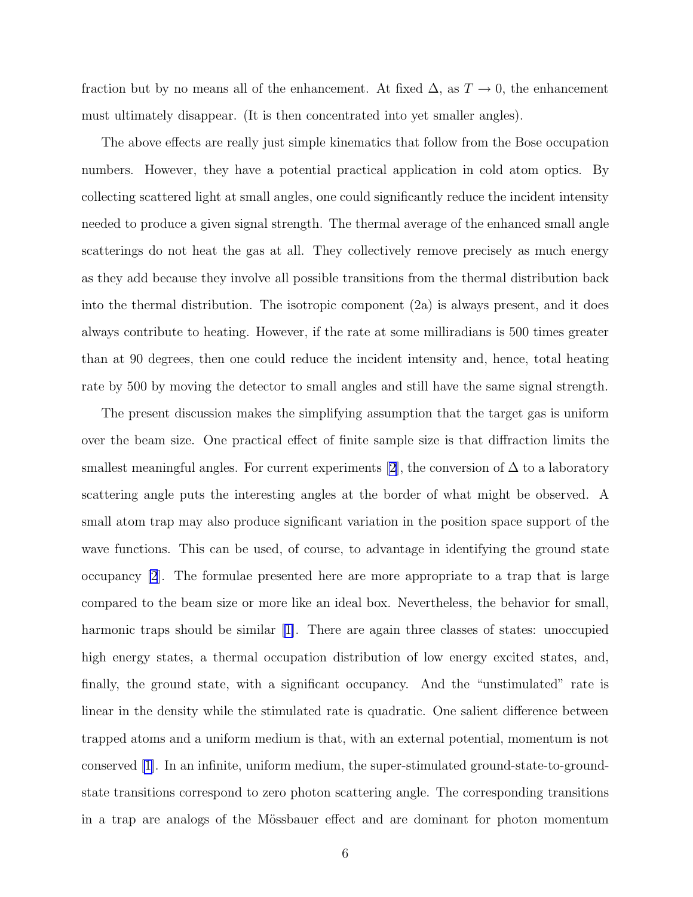fraction but by no means all of the enhancement. At fixed $\Delta$, as $T \to 0$, the enhancement must ultimately disappear. (It is then concentrated into yet smaller angles).

The above effects are really just simple kinematics that follow from the Bose occupation numbers. However, they have a potential practical application in cold atom optics. By collecting scattered light at small angles, one could significantly reduce the incident intensity needed to produce a given signal strength. The thermal average of the enhanced small angle scatterings do not heat the gas at all. They collectively remove precisely as much energy as they add because they involve all possible transitions from the thermal distribution back into the thermal distribution. The isotropic component (2a) is always present, and it does always contribute to heating. However, if the rate at some milliradians is 500 times greater than at 90 degrees, then one could reduce the incident intensity and, hence, total heating rate by 500 by moving the detector to small angles and still have the same signal strength.

The present discussion makes the simplifying assumption that the target gas is uniform over the beam size. One practical effect of finite sample size is that diffraction limits the smallest meaningful angles. For current experiments [2], the conversion of $\Delta$ to a laboratory scattering angle puts the interesting angles at the border of what might be observed. A small atom trap may also produce significant variation in the position space support of the wave functions. This can be used, of course, to advantage in identifying the ground state occupancy [2]. The formulae presented here are more appropriate to a trap that is large compared to the beam size or more like an ideal box. Nevertheless, the behavior for small, harmonic traps should be similar [1]. There are again three classes of states: unoccupied high energy states, a thermal occupation distribution of low energy excited states, and, finally, the ground state, with a significant occupancy. And the "unstimulated" rate is linear in the density while the stimulated rate is quadratic. One salient difference between trapped atoms and a uniform medium is that, with an external potential, momentum is not conserved [1]. In an infinite, uniform medium, the super-stimulated ground-state-to-ground-state transitions correspond to zero photon scattering angle. The corresponding transitions in a trap are analogs of the Mössbauer effect and are dominant for photon momentum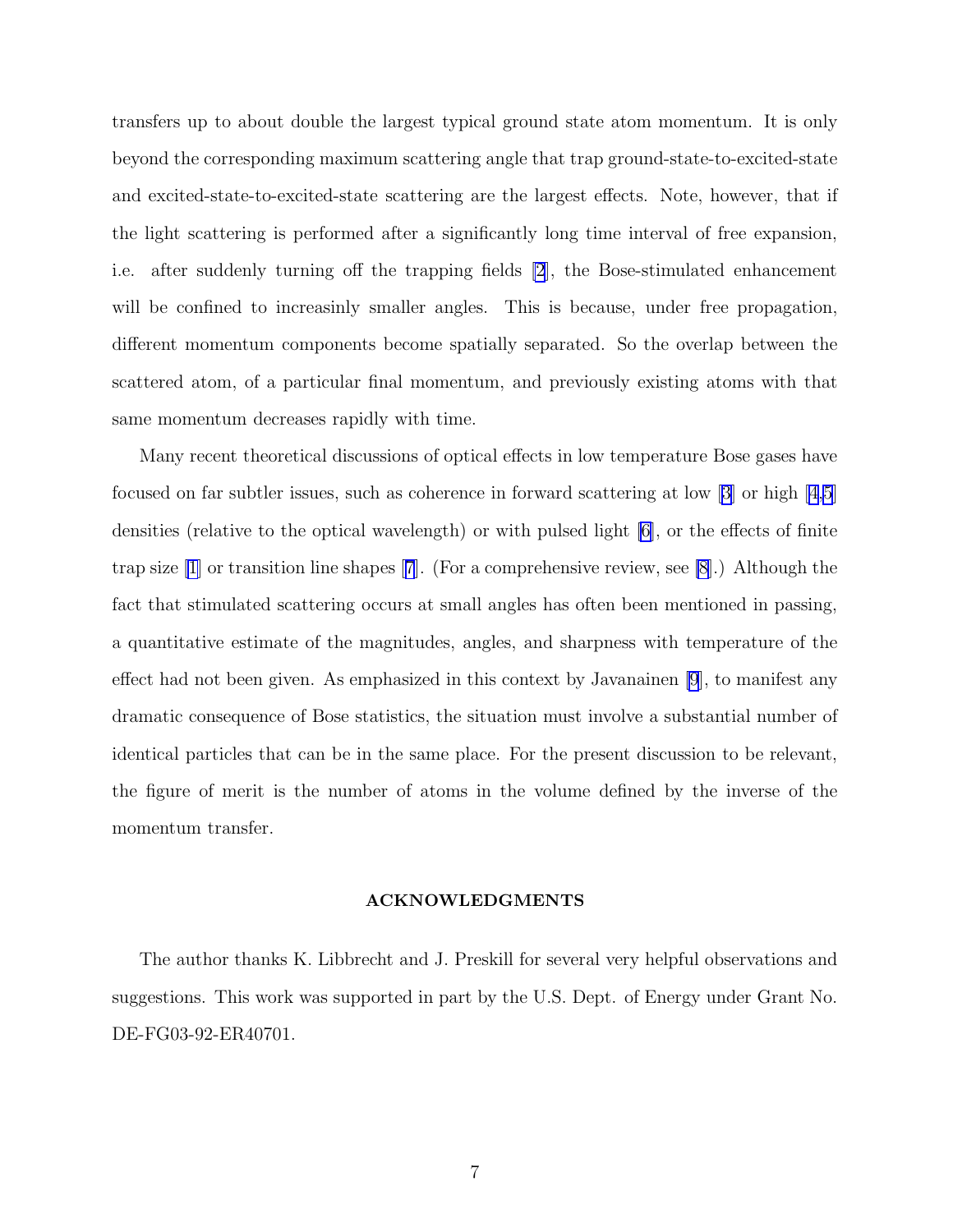transfers up to about double the largest typical ground state atom momentum. It is only beyond the corresponding maximum scattering angle that trap ground-state-to-excited-state and excited-state-to-excited-state scattering are the largest effects. Note, however, that if the light scattering is performed after a significantly long time interval of free expansion, i.e. after suddenly turning off the trapping fields [2], the Bose-stimulated enhancement will be confined to increasinly smaller angles. This is because, under free propagation, different momentum components become spatially separated. So the overlap between the scattered atom, of a particular final momentum, and previously existing atoms with that same momentum decreases rapidly with time.

Many recent theoretical discussions of optical effects in low temperature Bose gases have focused on far subtler issues, such as coherence in forward scattering at low [3] or high [4,5] densities (relative to the optical wavelength) or with pulsed light [6], or the effects of finite trap size [1] or transition line shapes [7]. (For a comprehensive review, see [8].) Although the fact that stimulated scattering occurs at small angles has often been mentioned in passing, a quantitative estimate of the magnitudes, angles, and sharpness with temperature of the effect had not been given. As emphasized in this context by Javanainen [9], to manifest any dramatic consequence of Bose statistics, the situation must involve a substantial number of identical particles that can be in the same place. For the present discussion to be relevant, the figure of merit is the number of atoms in the volume defined by the inverse of the momentum transfer.

## ACKNOWLEDGMENTS

The author thanks K. Libbrecht and J. Preskill for several very helpful observations and suggestions. This work was supported in part by the U.S. Dept. of Energy under Grant No. DE-FG03-92-ER40701.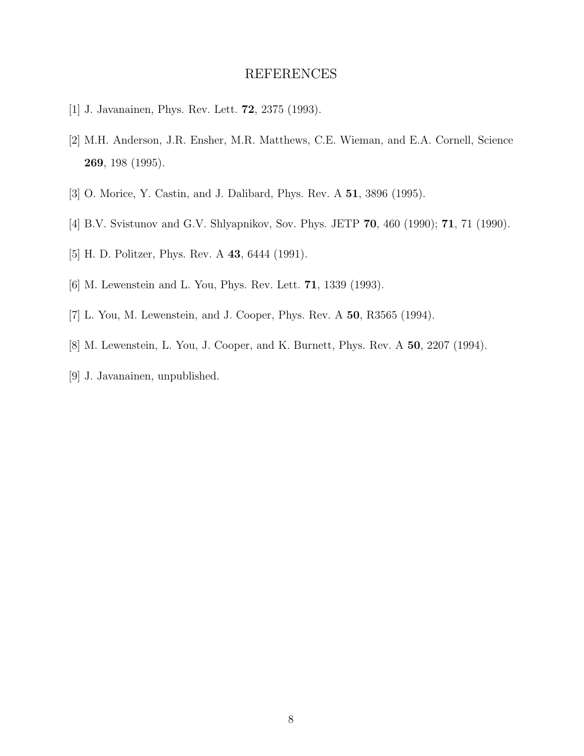## REFERENCES

[1] J. Javanainen, Phys. Rev. Lett. **72**, 2375 (1993).

[2] M.H. Anderson, J.R. Ensher, M.R. Matthews, C.E. Wieman, and E.A. Cornell, Science **269**, 198 (1995).

[3] O. Morice, Y. Castin, and J. Dalibard, Phys. Rev. A **51**, 3896 (1995).

[4] B.V. Svistunov and G.V. Shlyapnikov, Sov. Phys. JETP **70**, 460 (1990); **71**, 71 (1990).

[5] H. D. Politzer, Phys. Rev. A **43**, 6444 (1991).

[6] M. Lewenstein and L. You, Phys. Rev. Lett. **71**, 1339 (1993).

[7] L. You, M. Lewenstein, and J. Cooper, Phys. Rev. A **50**, R3565 (1994).

[8] M. Lewenstein, L. You, J. Cooper, and K. Burnett, Phys. Rev. A **50**, 2207 (1994).

[9] J. Javanainen, unpublished.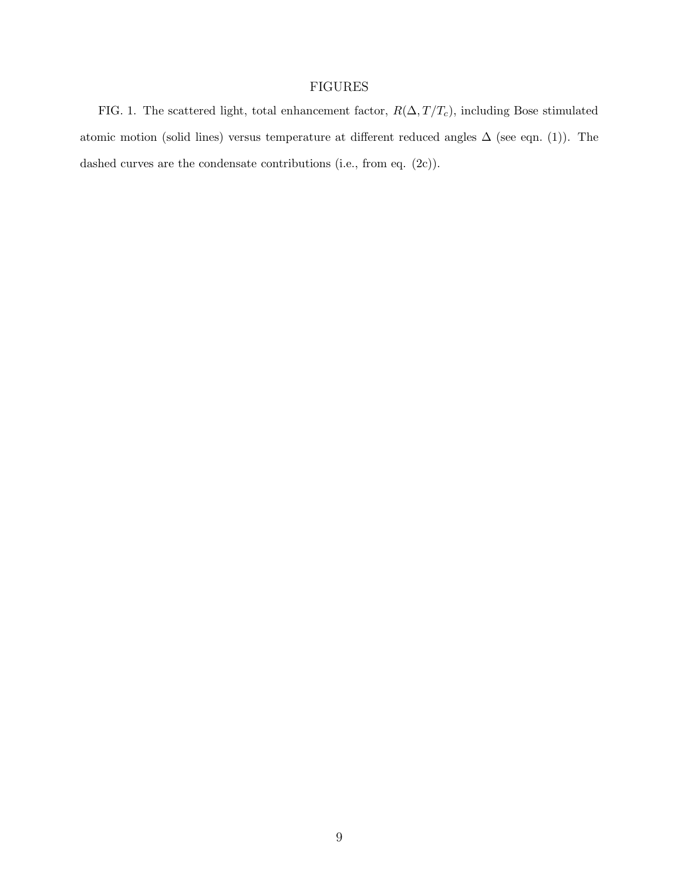# FIGURES

FIG. 1. The scattered light, total enhancement factor, $R(\Delta, T/T_c)$, including Bose stimulated atomic motion (solid lines) versus temperature at different reduced angles $\Delta$ (see eqn. (1)). The dashed curves are the condensate contributions (i.e., from eq. (2c)).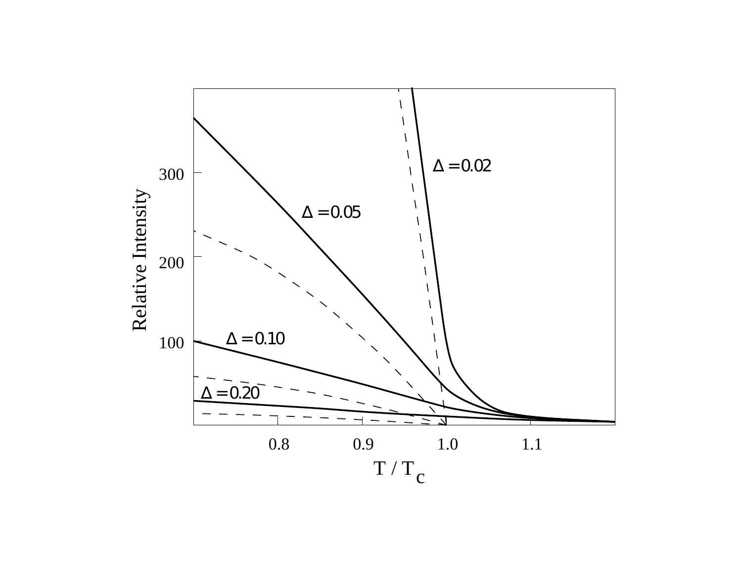Relative Intensity

300

200

100

0.8

0.9

1.0

1.1

$T / T_c$

$\Delta = 0.02$

$\Delta = 0.05$

$\Delta = 0.10$

$\Delta = 0.20$